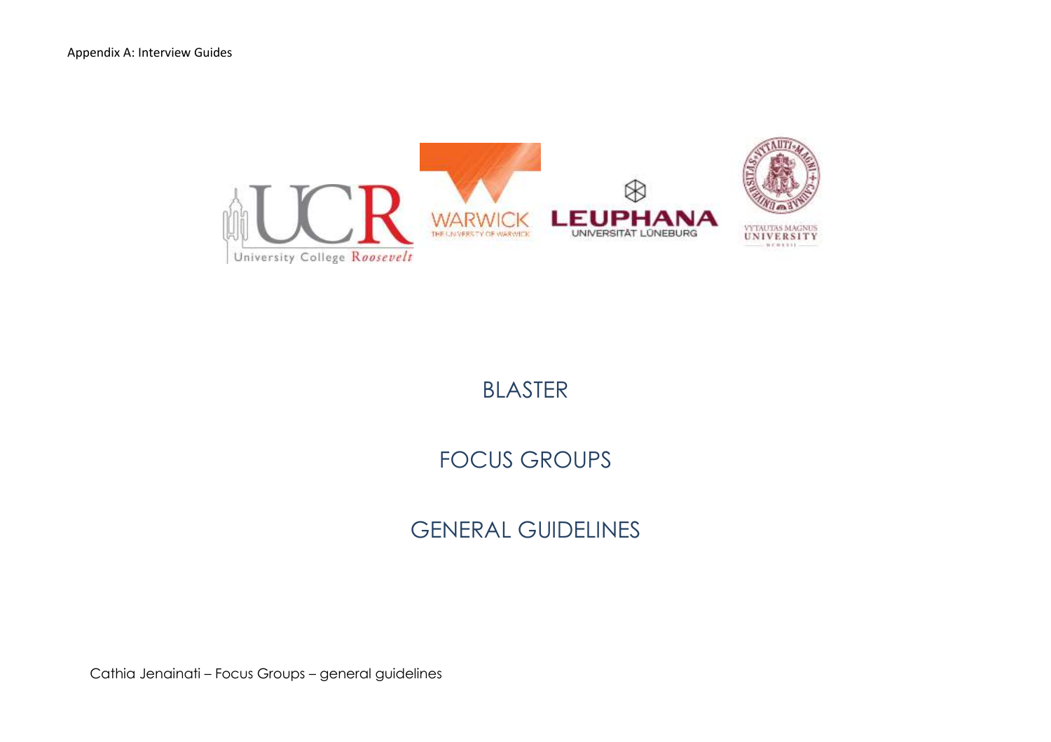Appendix A: Interview Guides

# BLASTER

# FOCUS GROUPS

# GENERAL GUIDELINES

Cathia Jenainati – Focus Groups – general guidelines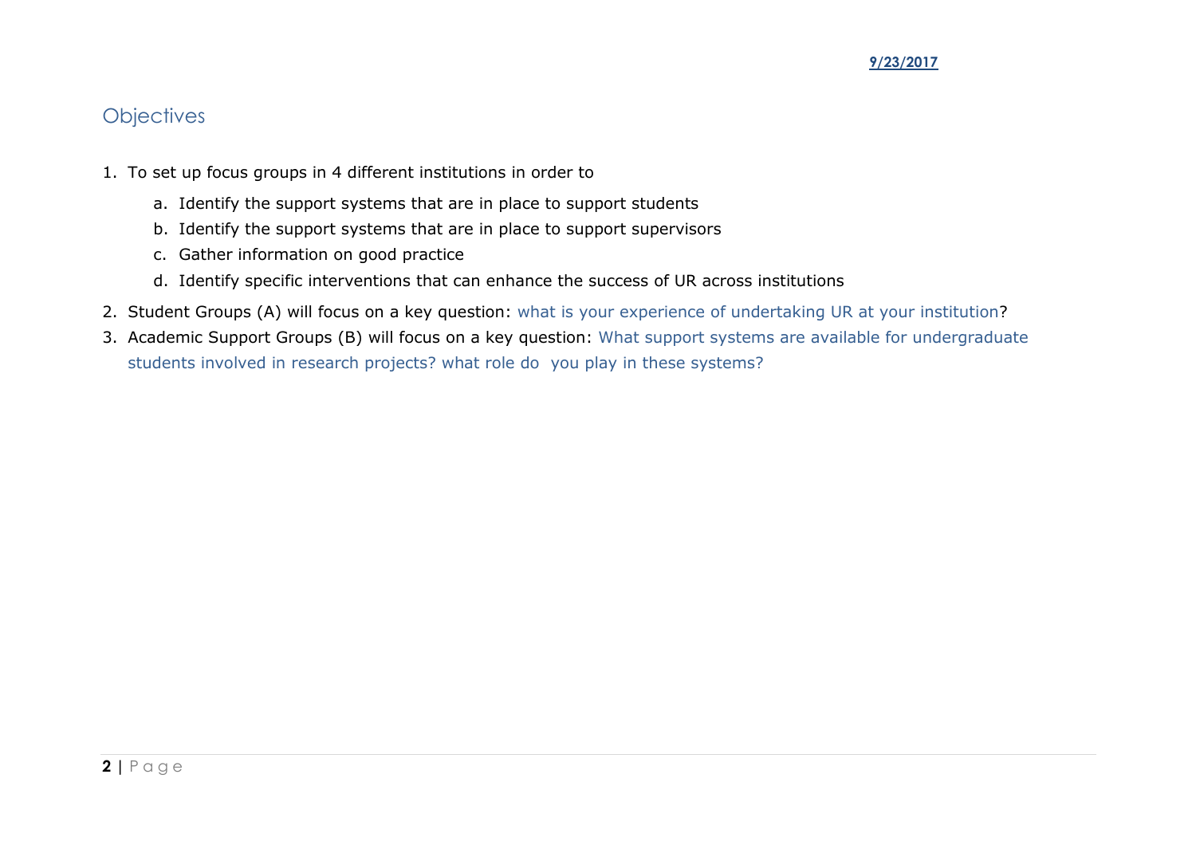## Objectives

1. To set up focus groups in 4 different institutions in order to
   a. Identify the support systems that are in place to support students
   b. Identify the support systems that are in place to support supervisors
   c. Gather information on good practice
   d. Identify specific interventions that can enhance the success of UR across institutions
2. Student Groups (A) will focus on a key question: what is your experience of undertaking UR at your institution?
3. Academic Support Groups (B) will focus on a key question: What support systems are available for undergraduate students involved in research projects? what role do you play in these systems?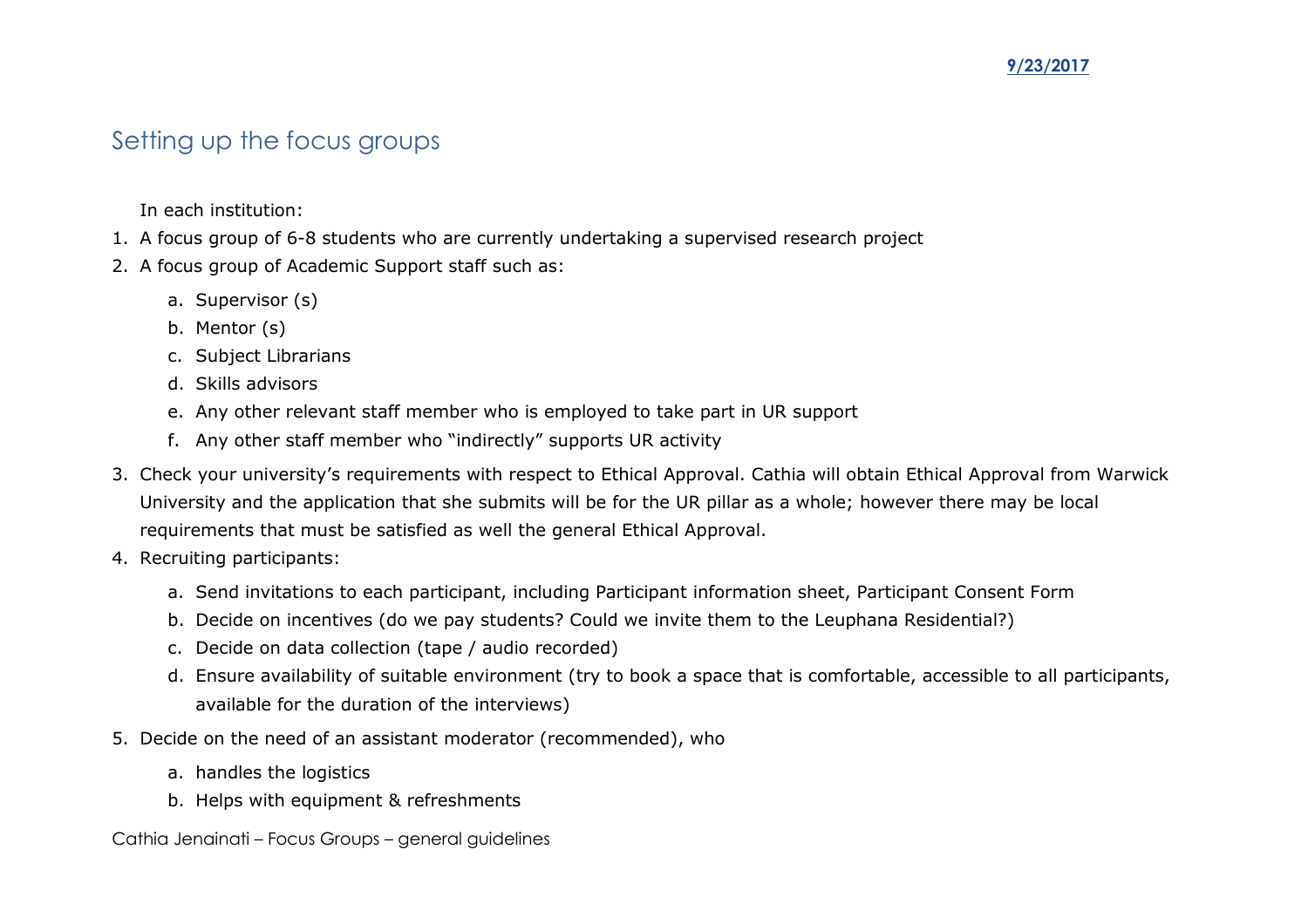## Setting up the focus groups

In each institution:

1. A focus group of 6-8 students who are currently undertaking a supervised research project
2. A focus group of Academic Support staff such as:
    a. Supervisor (s)
    b. Mentor (s)
    c. Subject Librarians
    d. Skills advisors
    e. Any other relevant staff member who is employed to take part in UR support
    f. Any other staff member who "indirectly" supports UR activity
3. Check your university's requirements with respect to Ethical Approval. Cathia will obtain Ethical Approval from Warwick University and the application that she submits will be for the UR pillar as a whole; however there may be local requirements that must be satisfied as well the general Ethical Approval.
4. Recruiting participants:
    a. Send invitations to each participant, including Participant information sheet, Participant Consent Form
    b. Decide on incentives (do we pay students? Could we invite them to the Leuphana Residential?)
    c. Decide on data collection (tape / audio recorded)
    d. Ensure availability of suitable environment (try to book a space that is comfortable, accessible to all participants, available for the duration of the interviews)
5. Decide on the need of an assistant moderator (recommended), who
    a. handles the logistics
    b. Helps with equipment & refreshments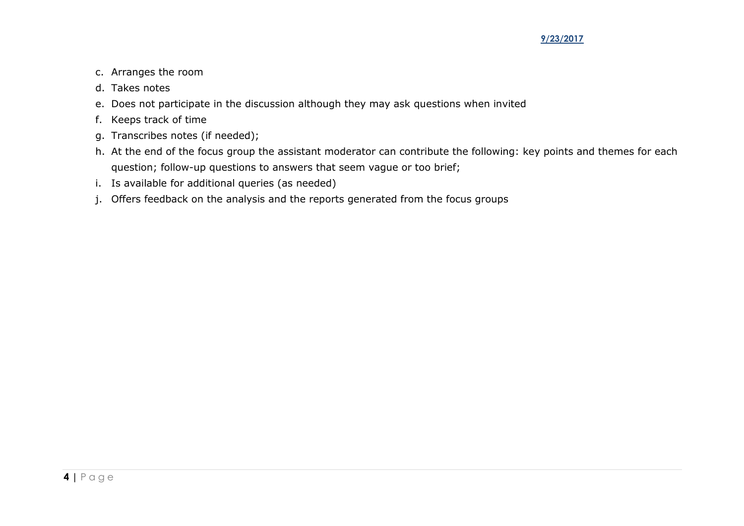c. Arranges the room
d. Takes notes
e. Does not participate in the discussion although they may ask questions when invited
f. Keeps track of time
g. Transcribes notes (if needed);
h. At the end of the focus group the assistant moderator can contribute the following: key points and themes for each question; follow-up questions to answers that seem vague or too brief;
i. Is available for additional queries (as needed)
j. Offers feedback on the analysis and the reports generated from the focus groups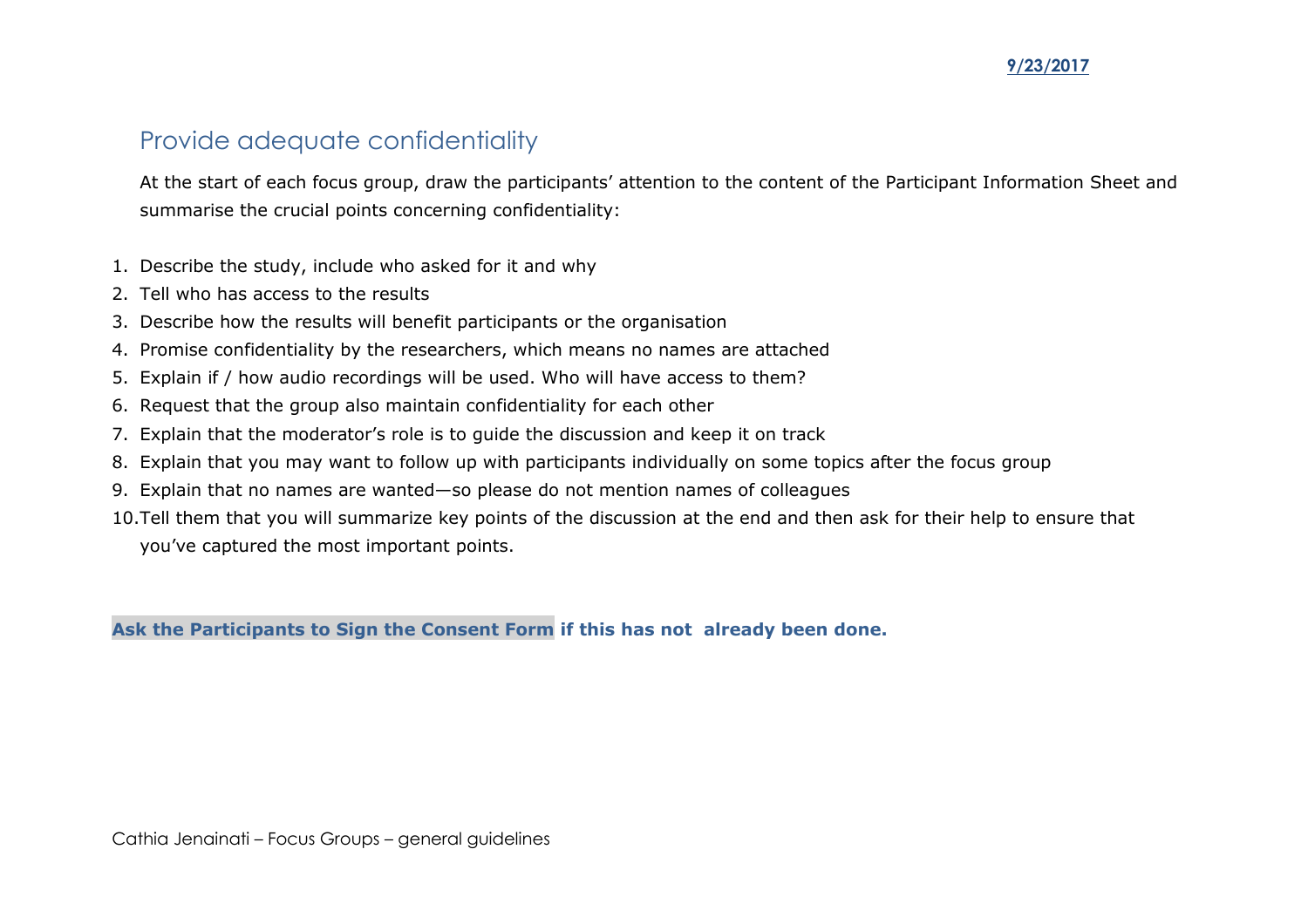## Provide adequate confidentiality

At the start of each focus group, draw the participants' attention to the content of the Participant Information Sheet and summarise the crucial points concerning confidentiality:

1. Describe the study, include who asked for it and why
2. Tell who has access to the results
3. Describe how the results will benefit participants or the organisation
4. Promise confidentiality by the researchers, which means no names are attached
5. Explain if / how audio recordings will be used. Who will have access to them?
6. Request that the group also maintain confidentiality for each other
7. Explain that the moderator's role is to guide the discussion and keep it on track
8. Explain that you may want to follow up with participants individually on some topics after the focus group
9. Explain that no names are wanted—so please do not mention names of colleagues
10. Tell them that you will summarize key points of the discussion at the end and then ask for their help to ensure that you've captured the most important points.

**Ask the Participants to Sign the Consent Form if this has not already been done.**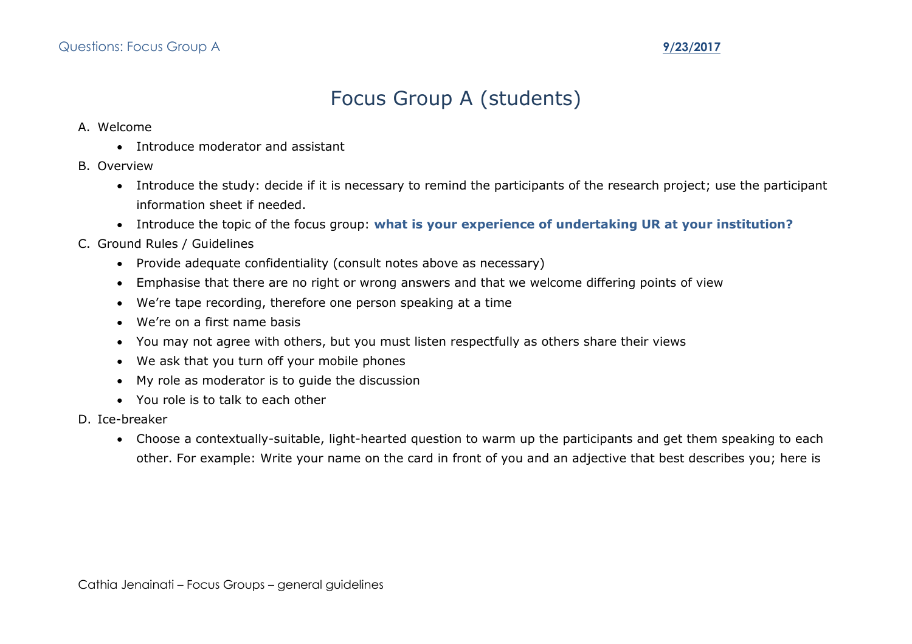# Focus Group A (students)

A. Welcome
   - Introduce moderator and assistant

B. Overview
   - Introduce the study: decide if it is necessary to remind the participants of the research project; use the participant information sheet if needed.
   - Introduce the topic of the focus group: **what is your experience of undertaking UR at your institution?**

C. Ground Rules / Guidelines
   - Provide adequate confidentiality (consult notes above as necessary)
   - Emphasise that there are no right or wrong answers and that we welcome differing points of view
   - We're tape recording, therefore one person speaking at a time
   - We're on a first name basis
   - You may not agree with others, but you must listen respectfully as others share their views
   - We ask that you turn off your mobile phones
   - My role as moderator is to guide the discussion
   - You role is to talk to each other

D. Ice-breaker
   - Choose a contextually-suitable, light-hearted question to warm up the participants and get them speaking to each other. For example: Write your name on the card in front of you and an adjective that best describes you; here is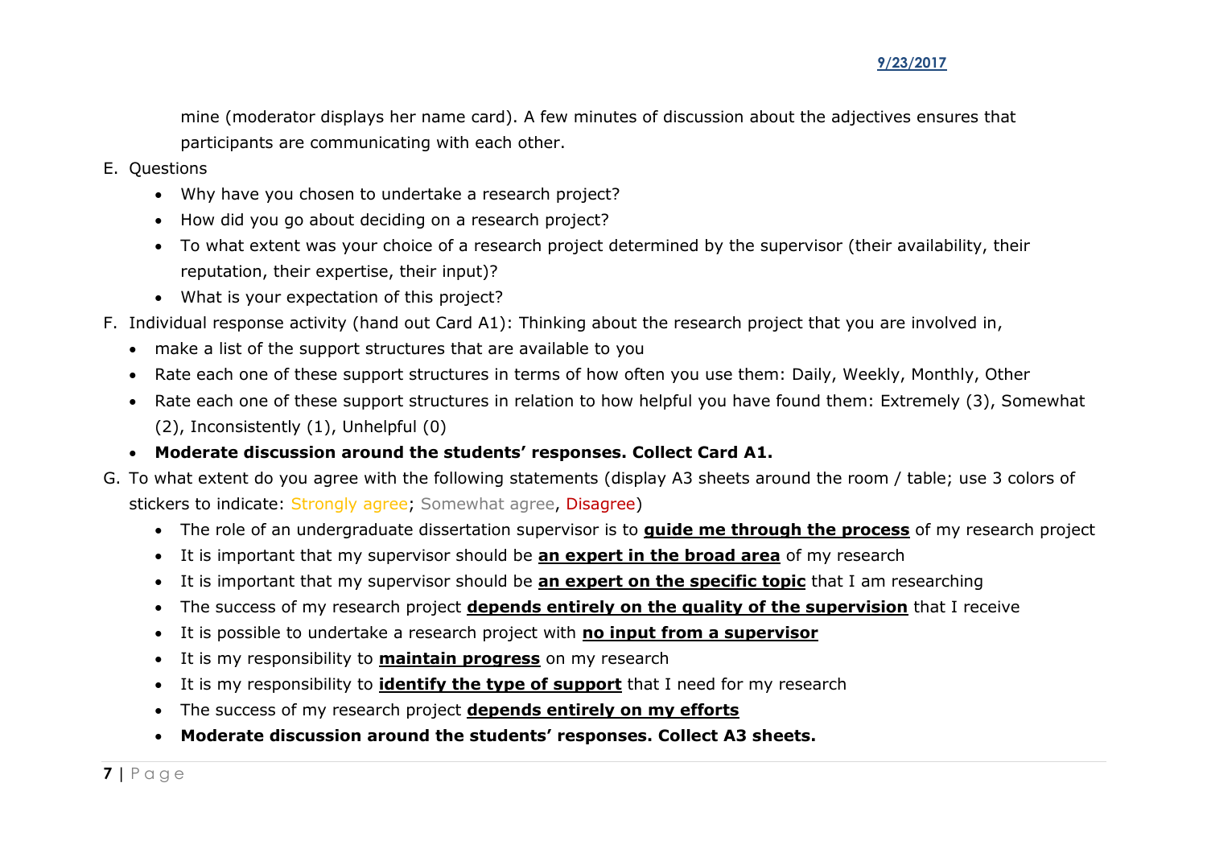mine (moderator displays her name card). A few minutes of discussion about the adjectives ensures that participants are communicating with each other.

E. Questions
   - Why have you chosen to undertake a research project?
   - How did you go about deciding on a research project?
   - To what extent was your choice of a research project determined by the supervisor (their availability, their reputation, their expertise, their input)?
   - What is your expectation of this project?

F. Individual response activity (hand out Card A1): Thinking about the research project that you are involved in,
   - make a list of the support structures that are available to you
   - Rate each one of these support structures in terms of how often you use them: Daily, Weekly, Monthly, Other
   - Rate each one of these support structures in relation to how helpful you have found them: Extremely (3), Somewhat (2), Inconsistently (1), Unhelpful (0)
   - **Moderate discussion around the students' responses. Collect Card A1.**

G. To what extent do you agree with the following statements (display A3 sheets around the room / table; use 3 colors of stickers to indicate: Strongly agree; Somewhat agree, Disagree)
   - The role of an undergraduate dissertation supervisor is to **guide me through the process** of my research project
   - It is important that my supervisor should be **an expert in the broad area** of my research
   - It is important that my supervisor should be **an expert on the specific topic** that I am researching
   - The success of my research project **depends entirely on the quality of the supervision** that I receive
   - It is possible to undertake a research project with **no input from a supervisor**
   - It is my responsibility to **maintain progress** on my research
   - It is my responsibility to **identify the type of support** that I need for my research
   - The success of my research project **depends entirely on my efforts**
   - **Moderate discussion around the students' responses. Collect A3 sheets.**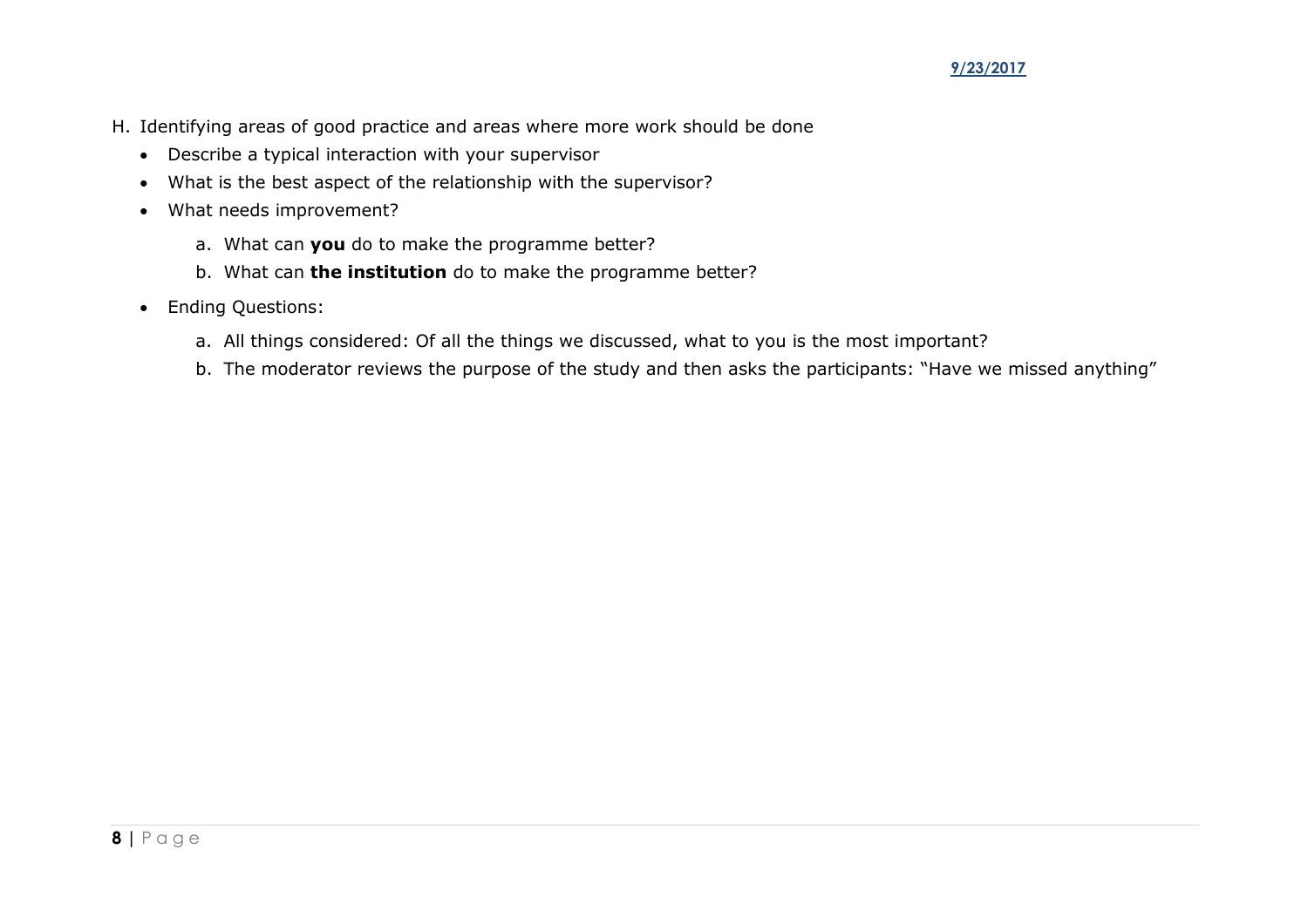H. Identifying areas of good practice and areas where more work should be done

- Describe a typical interaction with your supervisor
- What is the best aspect of the relationship with the supervisor?
- What needs improvement?
    a. What can **you** do to make the programme better?
    b. What can **the institution** do to make the programme better?
- Ending Questions:
    a. All things considered: Of all the things we discussed, what to you is the most important?
    b. The moderator reviews the purpose of the study and then asks the participants: "Have we missed anything"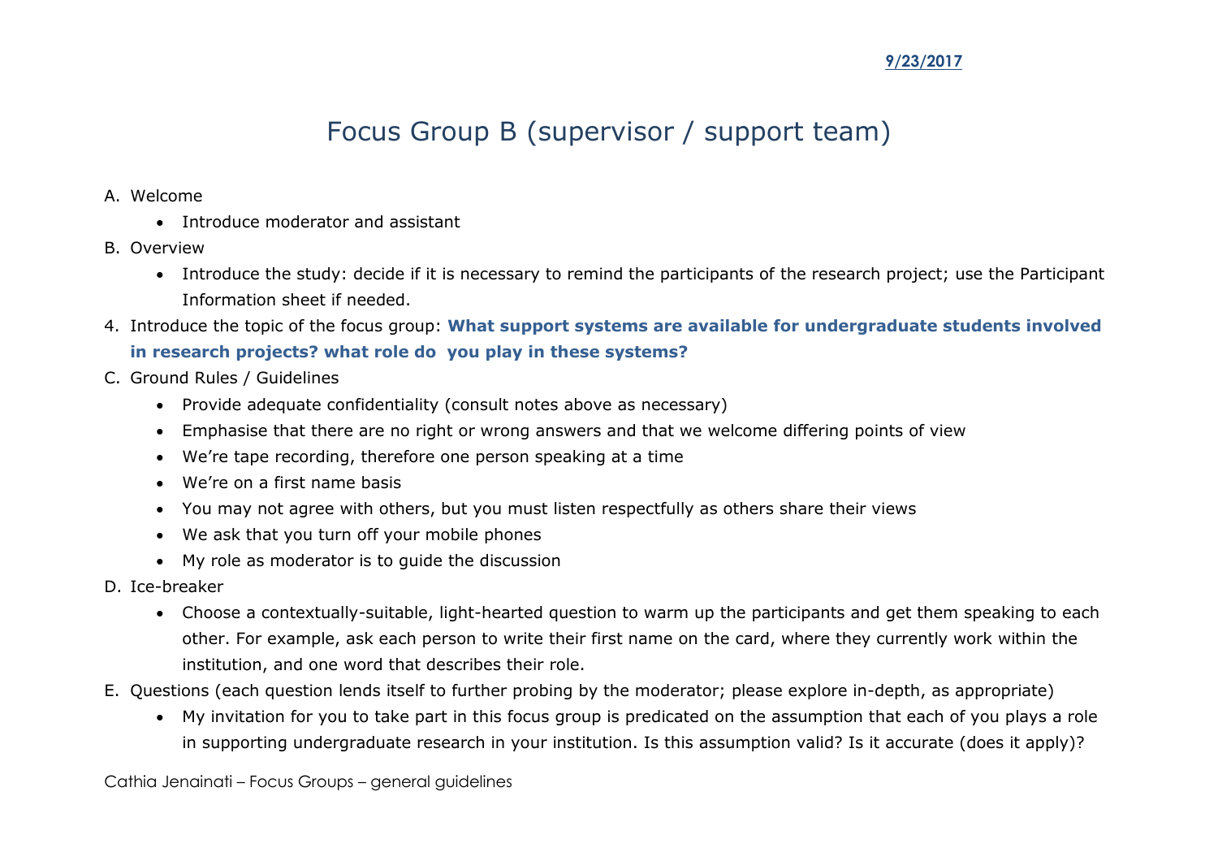# Focus Group B (supervisor / support team)

A. Welcome
   - Introduce moderator and assistant

B. Overview
   - Introduce the study: decide if it is necessary to remind the participants of the research project; use the Participant Information sheet if needed.

4. Introduce the topic of the focus group: **What support systems are available for undergraduate students involved in research projects? what role do  you play in these systems?**

C. Ground Rules / Guidelines
   - Provide adequate confidentiality (consult notes above as necessary)
   - Emphasise that there are no right or wrong answers and that we welcome differing points of view
   - We're tape recording, therefore one person speaking at a time
   - We're on a first name basis
   - You may not agree with others, but you must listen respectfully as others share their views
   - We ask that you turn off your mobile phones
   - My role as moderator is to guide the discussion

D. Ice-breaker
   - Choose a contextually-suitable, light-hearted question to warm up the participants and get them speaking to each other. For example, ask each person to write their first name on the card, where they currently work within the institution, and one word that describes their role.

E. Questions (each question lends itself to further probing by the moderator; please explore in-depth, as appropriate)
   - My invitation for you to take part in this focus group is predicated on the assumption that each of you plays a role in supporting undergraduate research in your institution. Is this assumption valid? Is it accurate (does it apply)?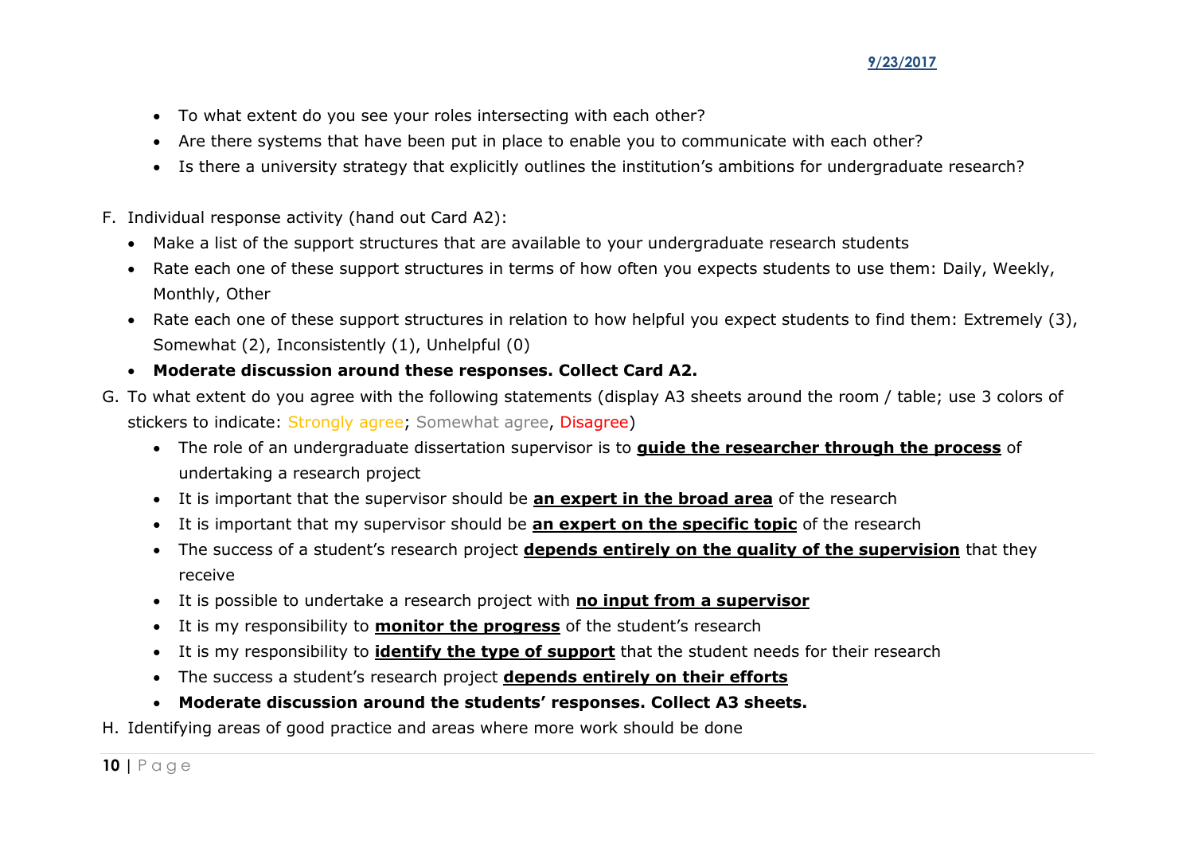- To what extent do you see your roles intersecting with each other?
- Are there systems that have been put in place to enable you to communicate with each other?
- Is there a university strategy that explicitly outlines the institution's ambitions for undergraduate research?

F. Individual response activity (hand out Card A2):
   - Make a list of the support structures that are available to your undergraduate research students
   - Rate each one of these support structures in terms of how often you expects students to use them: Daily, Weekly, Monthly, Other
   - Rate each one of these support structures in relation to how helpful you expect students to find them: Extremely (3), Somewhat (2), Inconsistently (1), Unhelpful (0)
   - **Moderate discussion around these responses. Collect Card A2.**

G. To what extent do you agree with the following statements (display A3 sheets around the room / table; use 3 colors of stickers to indicate: Strongly agree; Somewhat agree, Disagree)
   - The role of an undergraduate dissertation supervisor is to **guide the researcher through the process** of undertaking a research project
   - It is important that the supervisor should be **an expert in the broad area** of the research
   - It is important that my supervisor should be **an expert on the specific topic** of the research
   - The success of a student's research project **depends entirely on the quality of the supervision** that they receive
   - It is possible to undertake a research project with **no input from a supervisor**
   - It is my responsibility to **monitor the progress** of the student's research
   - It is my responsibility to **identify the type of support** that the student needs for their research
   - The success a student's research project **depends entirely on their efforts**
   - **Moderate discussion around the students' responses. Collect A3 sheets.**

H. Identifying areas of good practice and areas where more work should be done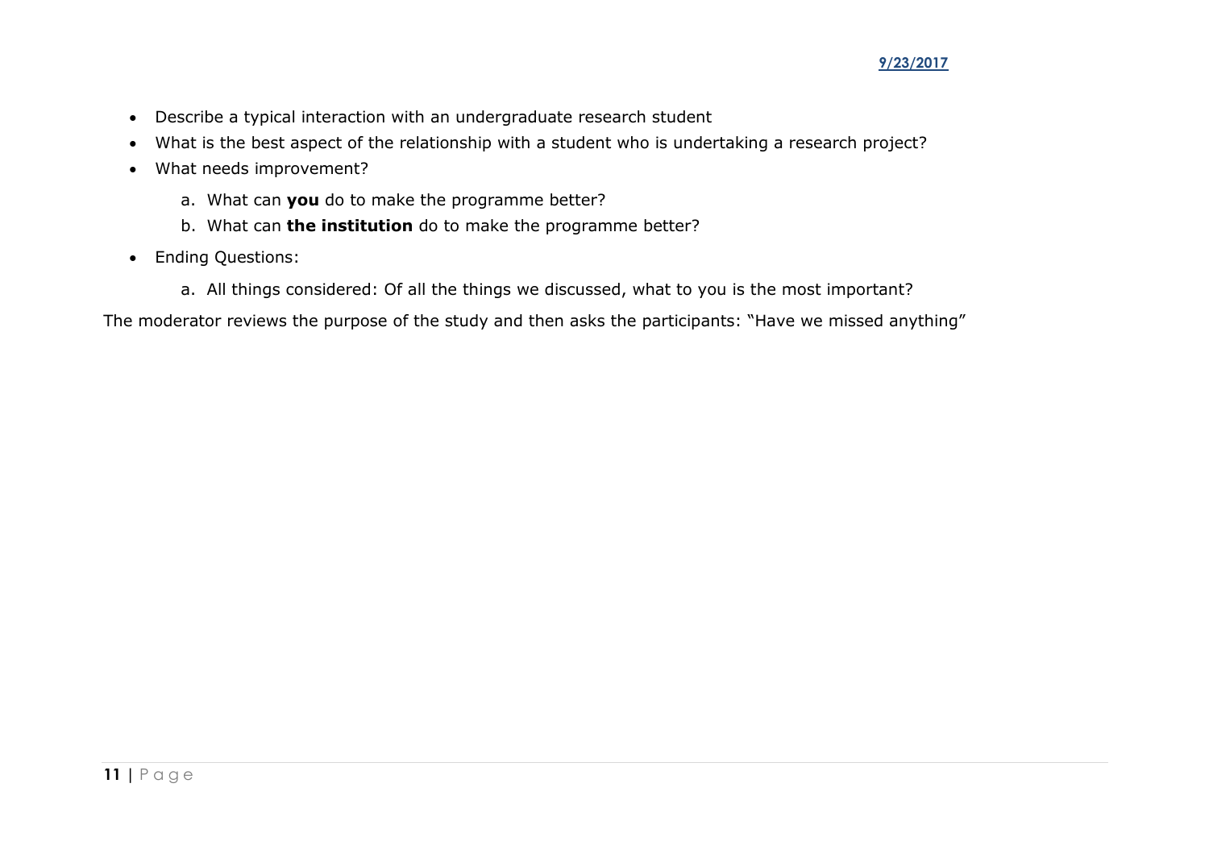- Describe a typical interaction with an undergraduate research student
- What is the best aspect of the relationship with a student who is undertaking a research project?
- What needs improvement?
    a. What can **you** do to make the programme better?
    b. What can **the institution** do to make the programme better?
- Ending Questions:
    a. All things considered: Of all the things we discussed, what to you is the most important?

The moderator reviews the purpose of the study and then asks the participants: "Have we missed anything"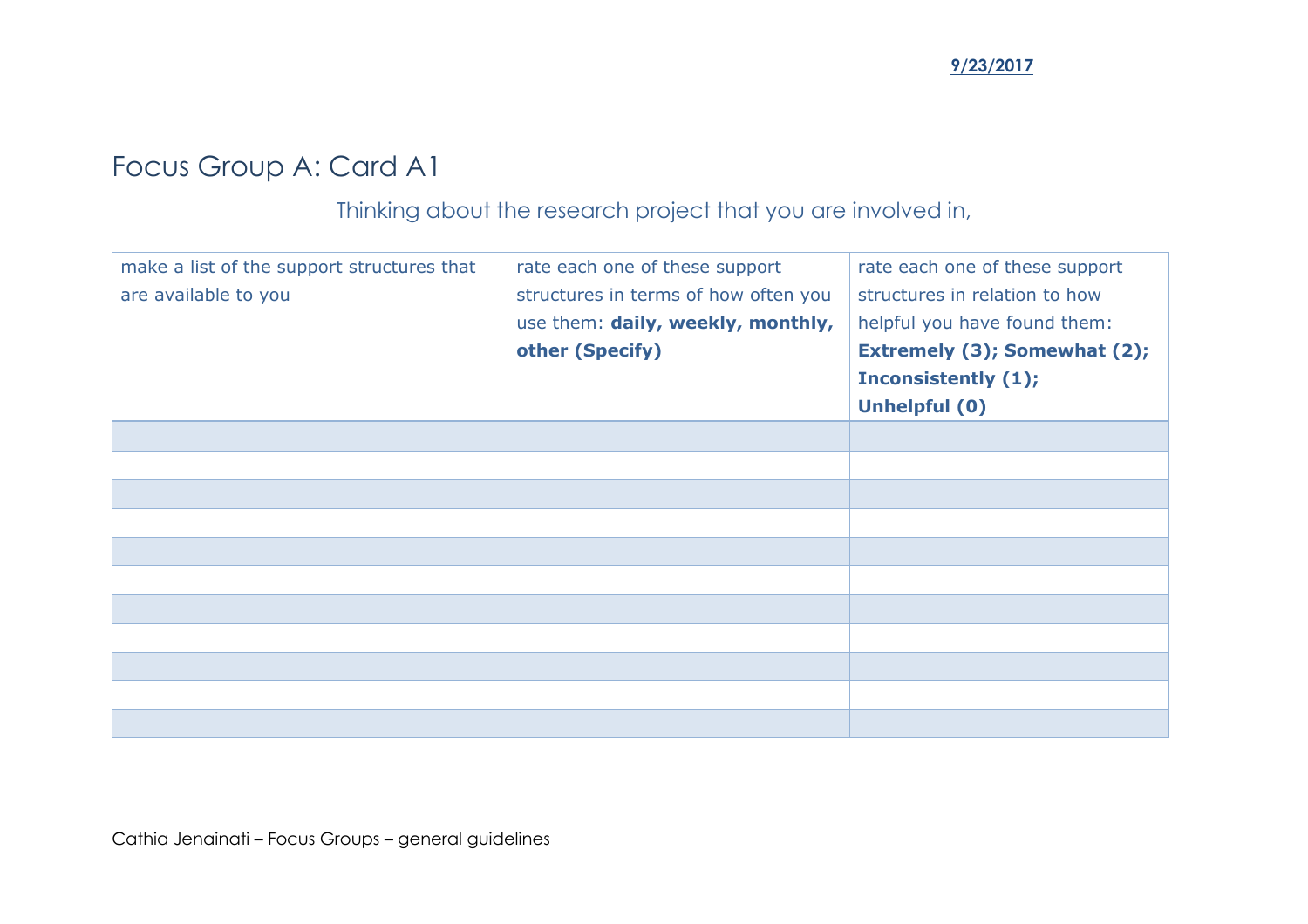# Focus Group A: Card A1

Thinking about the research project that you are involved in,

| make a list of the support structures that are available to you | rate each one of these support structures in terms of how often you use them: **daily, weekly, monthly, other (Specify)** | rate each one of these support structures in relation to how helpful you have found them: **Extremely (3); Somewhat (2); Inconsistently (1); Unhelpful (0)** |
| --- | --- | --- |
| | | |
| | | |
| | | |
| | | |
| | | |
| | | |
| | | |
| | | |
| | | |
| | | |
| | | |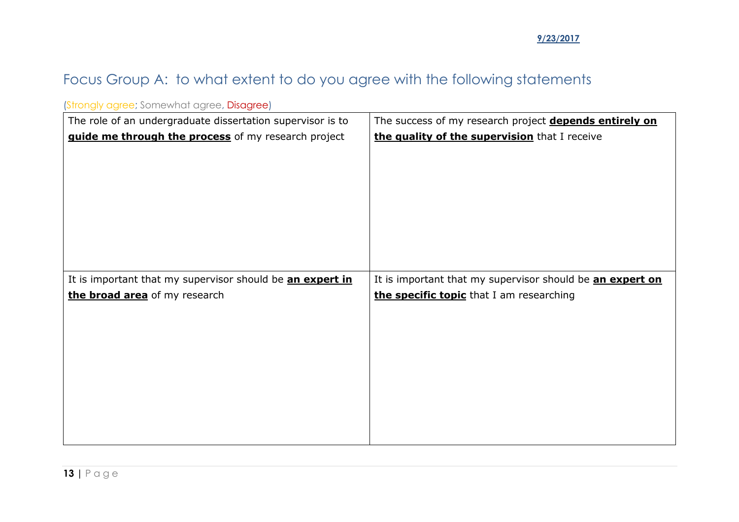## Focus Group A: to what extent to do you agree with the following statements

(Strongly agree; Somewhat agree, Disagree)

| | |
|---|---|
| The role of an undergraduate dissertation supervisor is to **guide me through the process** of my research project | The success of my research project **depends entirely on the quality of the supervision** that I receive |
| It is important that my supervisor should be **an expert in the broad area** of my research | It is important that my supervisor should be **an expert on the specific topic** that I am researching |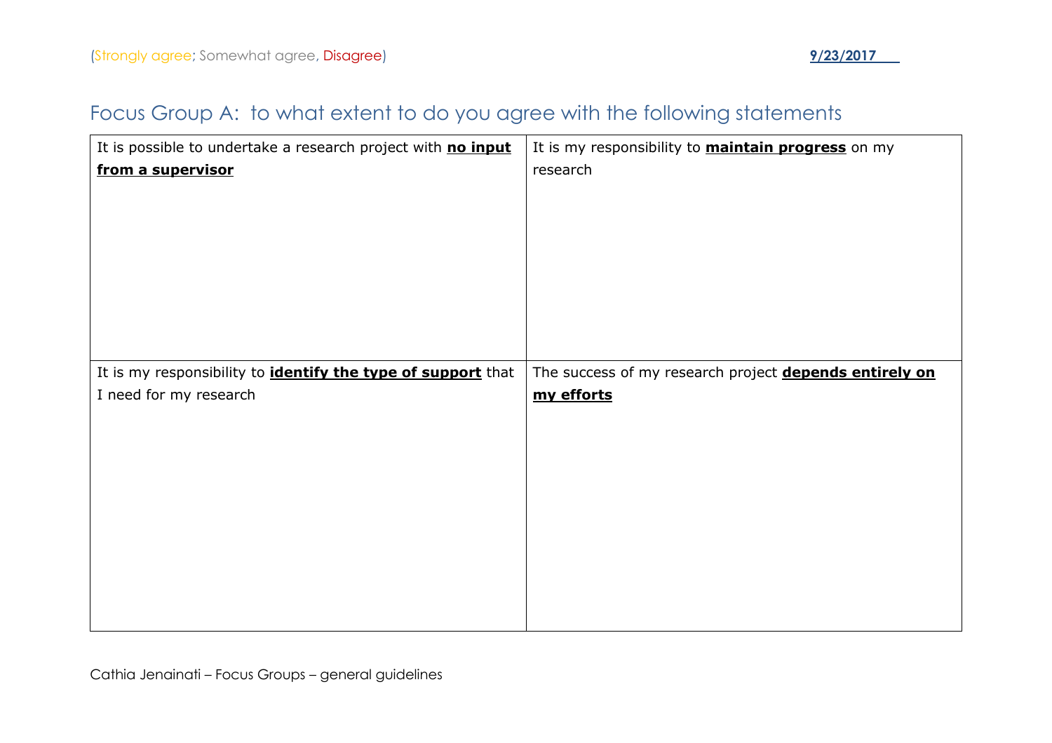(Strongly agree; Somewhat agree, Disagree) **9/23/2017**

## Focus Group A: to what extent to do you agree with the following statements

| | |
|---|---|
| It is possible to undertake a research project with **no input from a supervisor** | It is my responsibility to **maintain progress** on my research |
| It is my responsibility to **identify the type of support** that I need for my research | The success of my research project **depends entirely on my efforts** |

Cathia Jenainati – Focus Groups – general guidelines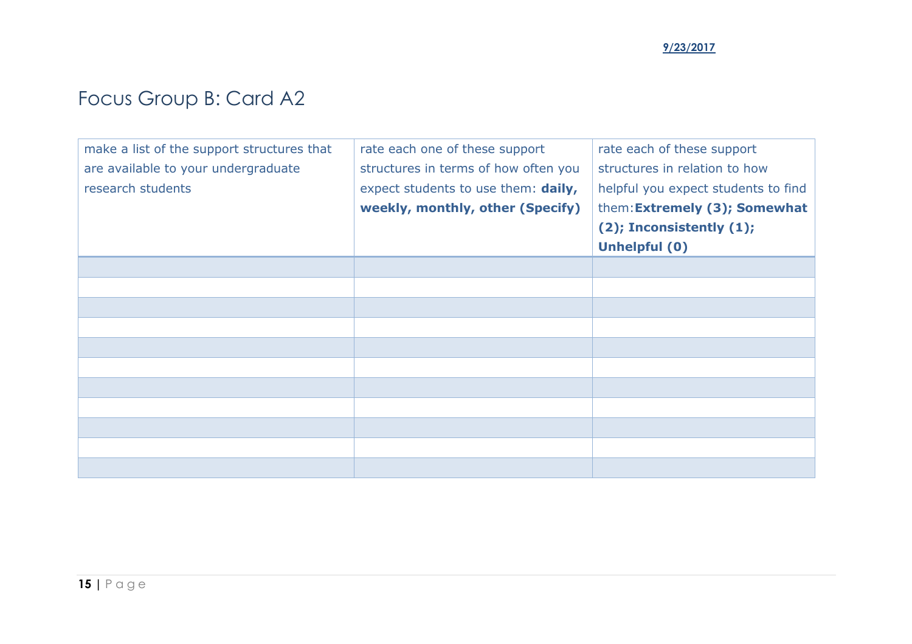# Focus Group B: Card A2

| make a list of the support structures that are available to your undergraduate research students | rate each one of these support structures in terms of how often you expect students to use them: **daily, weekly, monthly, other (Specify)** | rate each of these support structures in relation to how helpful you expect students to find them: **Extremely (3); Somewhat (2); Inconsistently (1); Unhelpful (0)** |
|---|---|---|
| | | |
| | | |
| | | |
| | | |
| | | |
| | | |
| | | |
| | | |
| | | |
| | | |
| | | |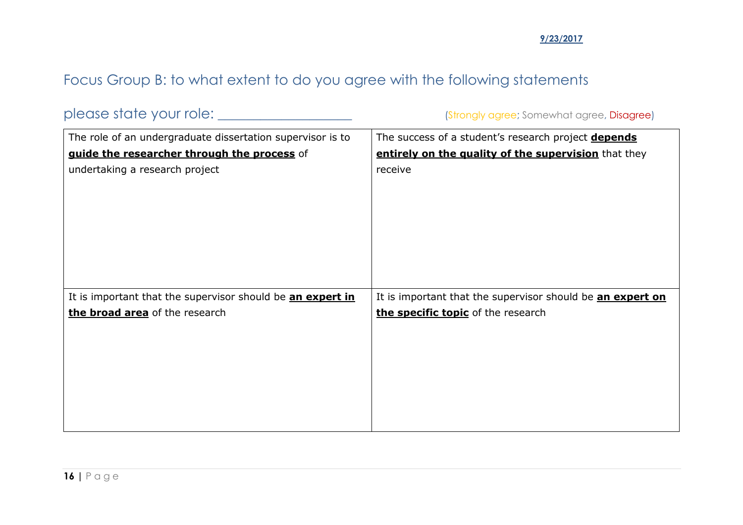## Focus Group B: to what extent to do you agree with the following statements

please state your role: ___________________ (Strongly agree; Somewhat agree, Disagree)

| | |
|---|---|
| The role of an undergraduate dissertation supervisor is to **guide the researcher through the process** of undertaking a research project | The success of a student's research project **depends entirely on the quality of the supervision** that they receive |
| It is important that the supervisor should be **an expert in the broad area** of the research | It is important that the supervisor should be **an expert on the specific topic** of the research |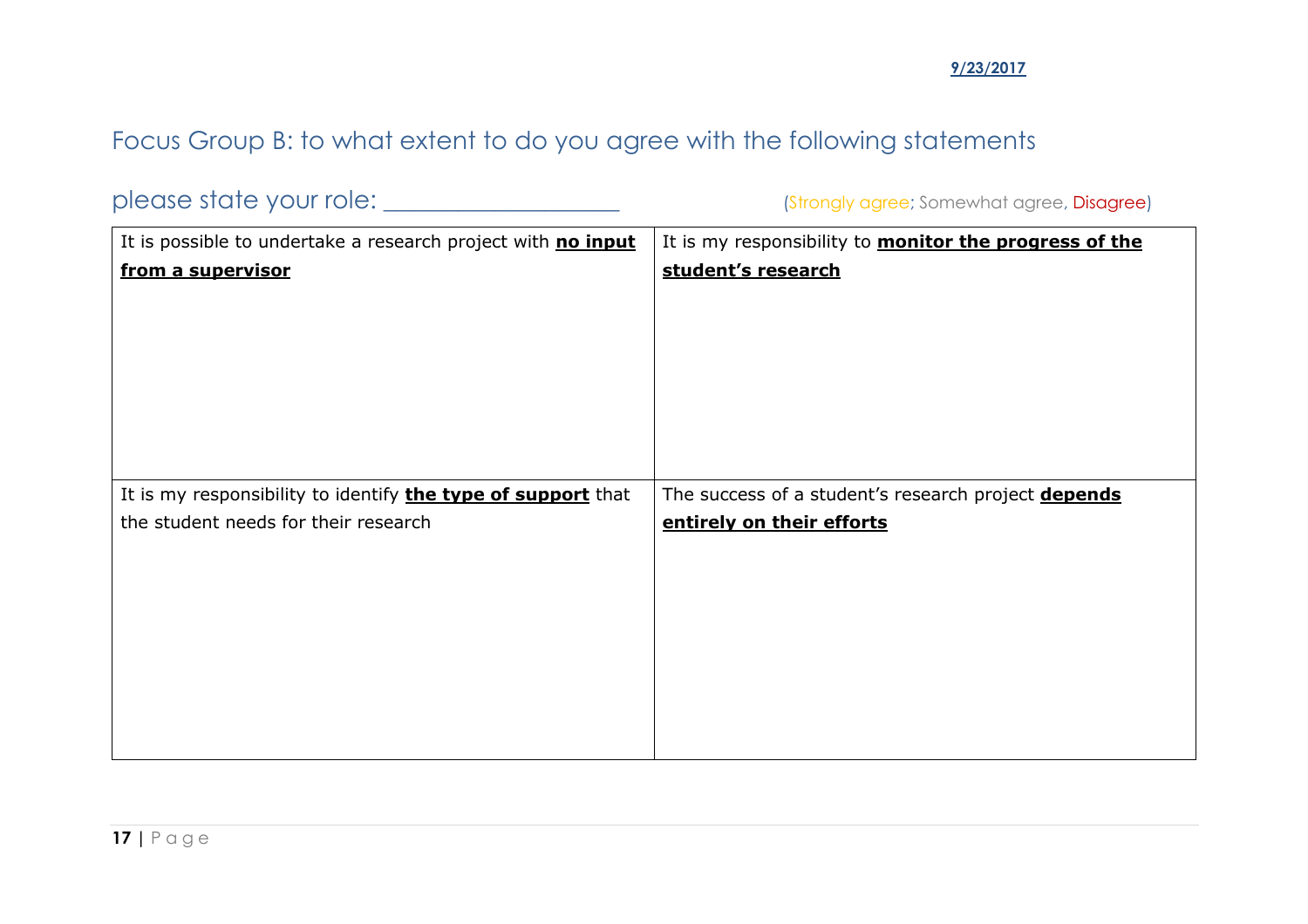## Focus Group B: to what extent to do you agree with the following statements

please state your role: ___________________ (Strongly agree; Somewhat agree, Disagree)

| | |
|---|---|
| It is possible to undertake a research project with **no input from a supervisor** | It is my responsibility to **monitor the progress of the student's research** |
| It is my responsibility to identify **the type of support** that the student needs for their research | The success of a student's research project **depends entirely on their efforts** |